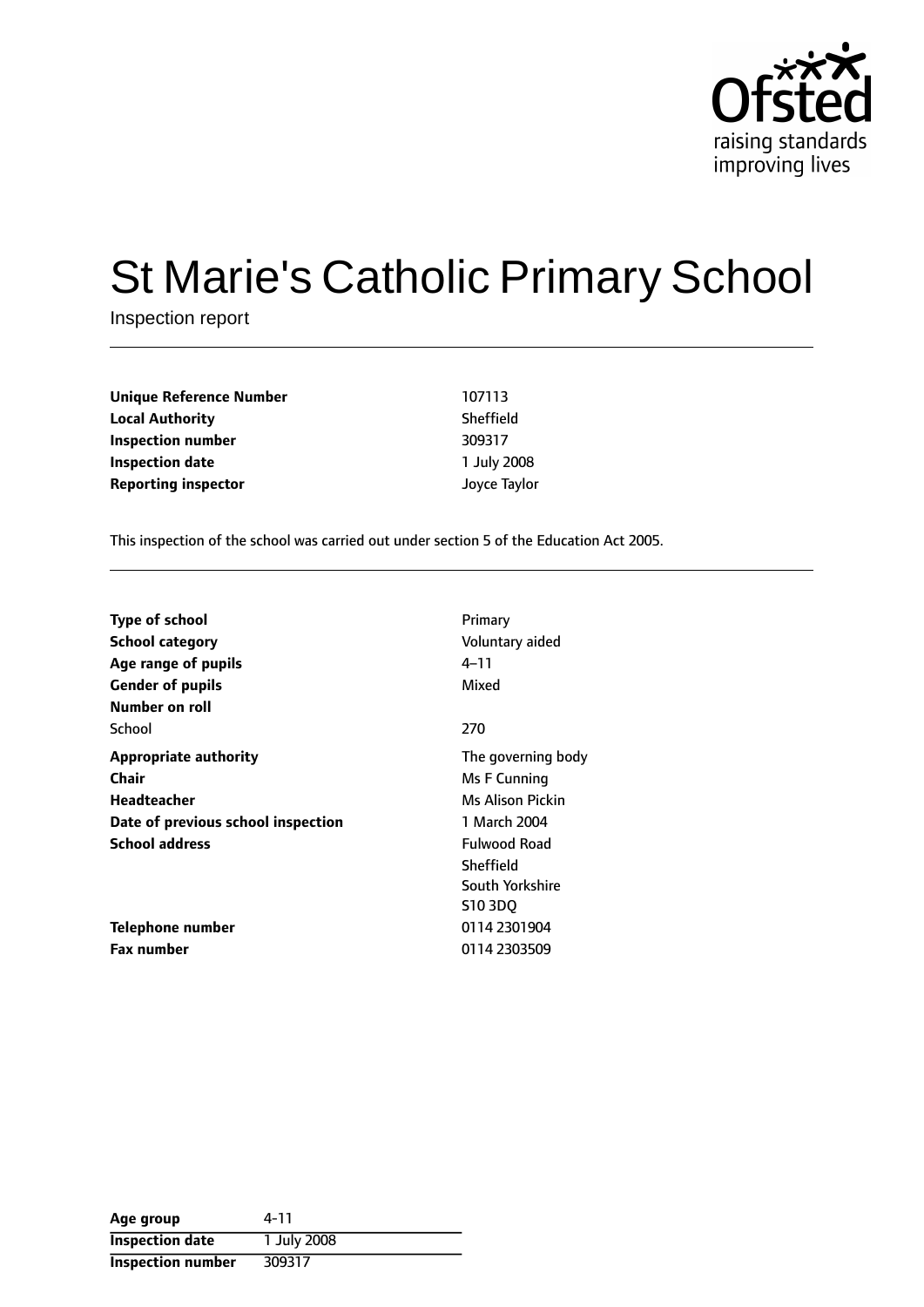# St Marie's Catholic Primary School

Inspection report

| | |
|---|---|
| **Unique Reference Number** | 107113 |
| **Local Authority** | Sheffield |
| **Inspection number** | 309317 |
| **Inspection date** | 1 July 2008 |
| **Reporting inspector** | Joyce Taylor |

This inspection of the school was carried out under section 5 of the Education Act 2005.

| | |
|---|---|
| **Type of school** | Primary |
| **School category** | Voluntary aided |
| **Age range of pupils** | 4–11 |
| **Gender of pupils** | Mixed |
| **Number on roll** | |
| School | 270 |
| **Appropriate authority** | The governing body |
| **Chair** | Ms F Cunning |
| **Headteacher** | Ms Alison Pickin |
| **Date of previous school inspection** | 1 March 2004 |
| **School address** | Fulwood Road<br>Sheffield<br>South Yorkshire<br>S10 3DQ |
| **Telephone number** | 0114 2301904 |
| **Fax number** | 0114 2303509 |

| | |
|---|---|
| **Age group** | 4-11 |
| **Inspection date** | 1 July 2008 |
| **Inspection number** | 309317 |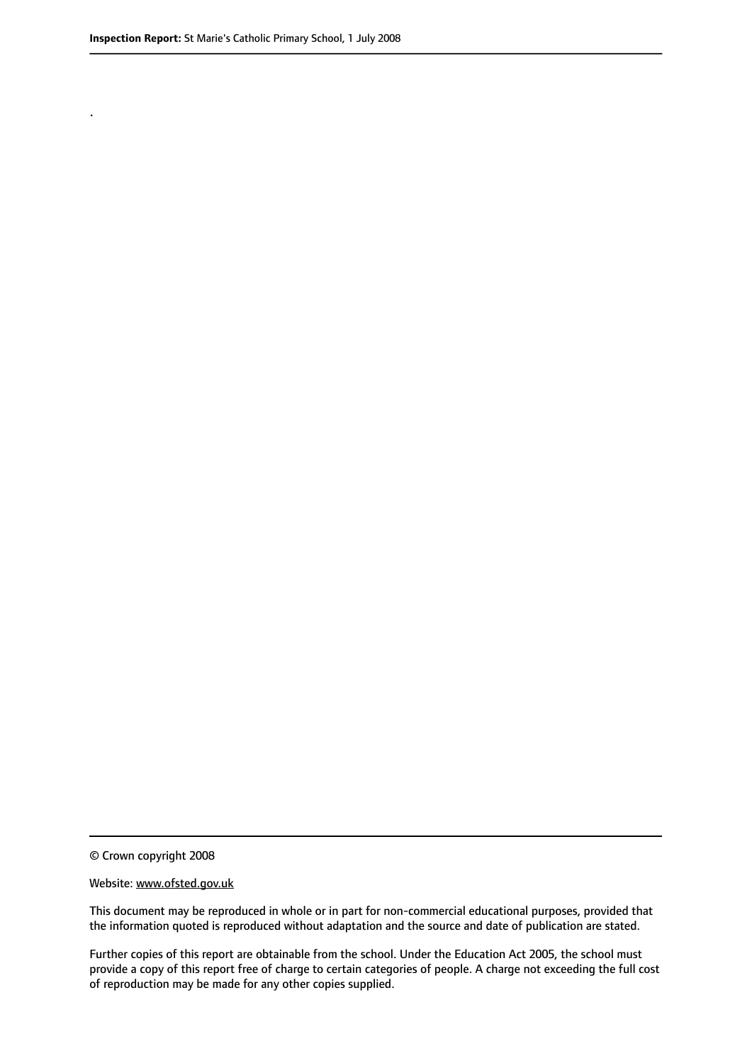.

© Crown copyright 2008

Website: www.ofsted.gov.uk

This document may be reproduced in whole or in part for non-commercial educational purposes, provided that the information quoted is reproduced without adaptation and the source and date of publication are stated.

Further copies of this report are obtainable from the school. Under the Education Act 2005, the school must provide a copy of this report free of charge to certain categories of people. A charge not exceeding the full cost of reproduction may be made for any other copies supplied.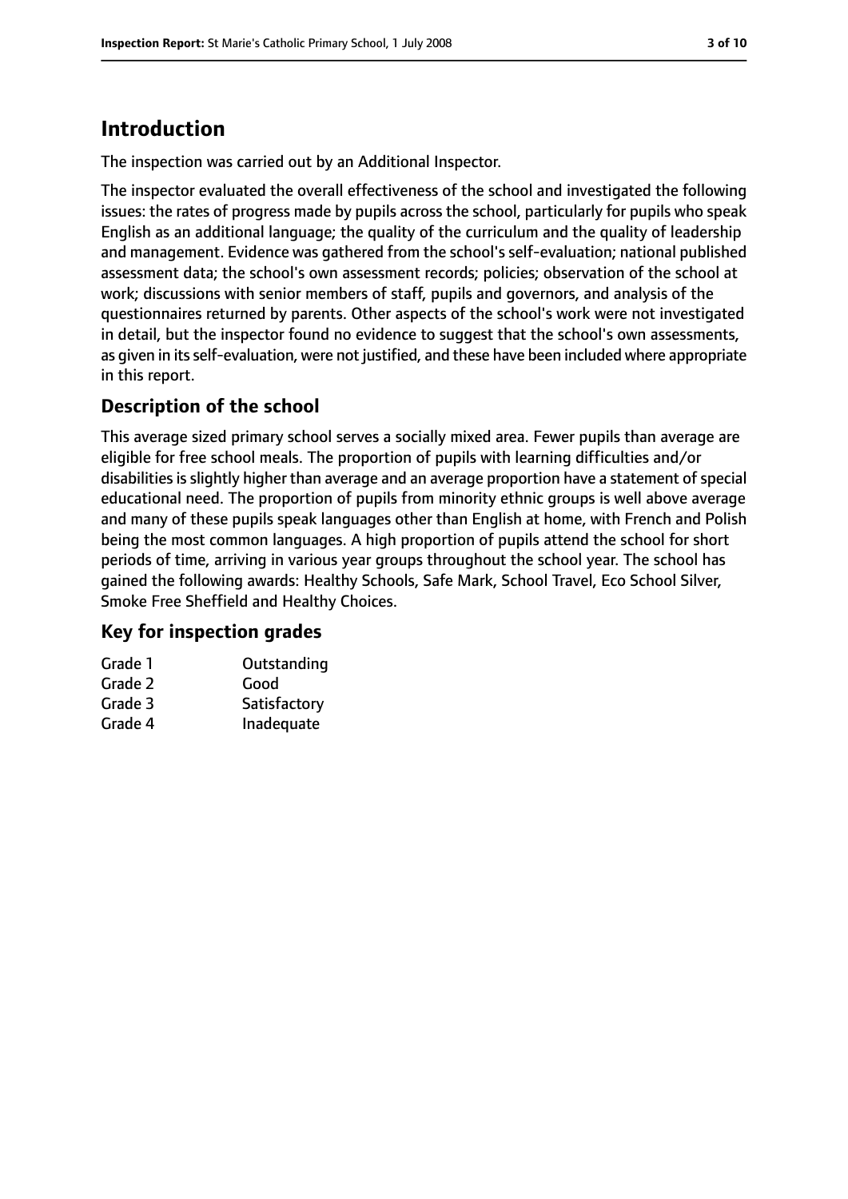# Introduction

The inspection was carried out by an Additional Inspector.

The inspector evaluated the overall effectiveness of the school and investigated the following issues: the rates of progress made by pupils across the school, particularly for pupils who speak English as an additional language; the quality of the curriculum and the quality of leadership and management. Evidence was gathered from the school's self-evaluation; national published assessment data; the school's own assessment records; policies; observation of the school at work; discussions with senior members of staff, pupils and governors, and analysis of the questionnaires returned by parents. Other aspects of the school's work were not investigated in detail, but the inspector found no evidence to suggest that the school's own assessments, as given in its self-evaluation, were not justified, and these have been included where appropriate in this report.

## Description of the school

This average sized primary school serves a socially mixed area. Fewer pupils than average are eligible for free school meals. The proportion of pupils with learning difficulties and/or disabilities is slightly higher than average and an average proportion have a statement of special educational need. The proportion of pupils from minority ethnic groups is well above average and many of these pupils speak languages other than English at home, with French and Polish being the most common languages. A high proportion of pupils attend the school for short periods of time, arriving in various year groups throughout the school year. The school has gained the following awards: Healthy Schools, Safe Mark, School Travel, Eco School Silver, Smoke Free Sheffield and Healthy Choices.

## Key for inspection grades

| | |
|---|---|
| Grade 1 | Outstanding |
| Grade 2 | Good |
| Grade 3 | Satisfactory |
| Grade 4 | Inadequate |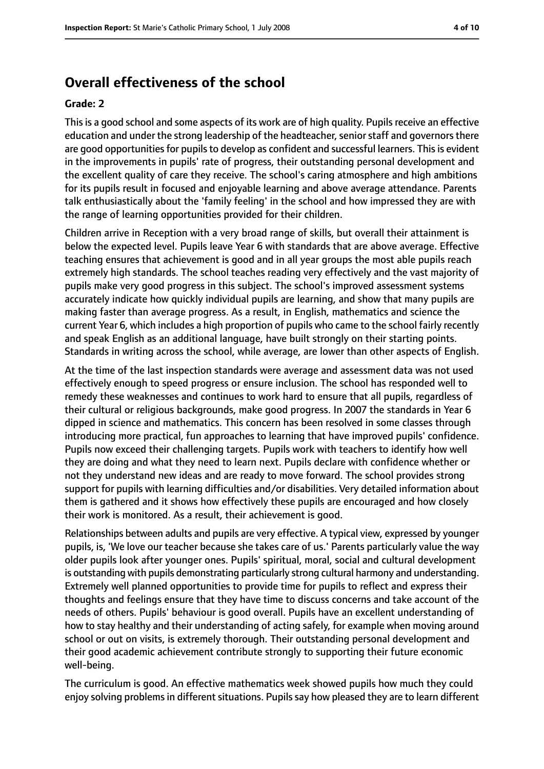## Overall effectiveness of the school

**Grade: 2**

This is a good school and some aspects of its work are of high quality. Pupils receive an effective education and under the strong leadership of the headteacher, senior staff and governors there are good opportunities for pupils to develop as confident and successful learners. This is evident in the improvements in pupils' rate of progress, their outstanding personal development and the excellent quality of care they receive. The school's caring atmosphere and high ambitions for its pupils result in focused and enjoyable learning and above average attendance. Parents talk enthusiastically about the 'family feeling' in the school and how impressed they are with the range of learning opportunities provided for their children.

Children arrive in Reception with a very broad range of skills, but overall their attainment is below the expected level. Pupils leave Year 6 with standards that are above average. Effective teaching ensures that achievement is good and in all year groups the most able pupils reach extremely high standards. The school teaches reading very effectively and the vast majority of pupils make very good progress in this subject. The school's improved assessment systems accurately indicate how quickly individual pupils are learning, and show that many pupils are making faster than average progress. As a result, in English, mathematics and science the current Year 6, which includes a high proportion of pupils who came to the school fairly recently and speak English as an additional language, have built strongly on their starting points. Standards in writing across the school, while average, are lower than other aspects of English.

At the time of the last inspection standards were average and assessment data was not used effectively enough to speed progress or ensure inclusion. The school has responded well to remedy these weaknesses and continues to work hard to ensure that all pupils, regardless of their cultural or religious backgrounds, make good progress. In 2007 the standards in Year 6 dipped in science and mathematics. This concern has been resolved in some classes through introducing more practical, fun approaches to learning that have improved pupils' confidence. Pupils now exceed their challenging targets. Pupils work with teachers to identify how well they are doing and what they need to learn next. Pupils declare with confidence whether or not they understand new ideas and are ready to move forward. The school provides strong support for pupils with learning difficulties and/or disabilities. Very detailed information about them is gathered and it shows how effectively these pupils are encouraged and how closely their work is monitored. As a result, their achievement is good.

Relationships between adults and pupils are very effective. A typical view, expressed by younger pupils, is, 'We love our teacher because she takes care of us.' Parents particularly value the way older pupils look after younger ones. Pupils' spiritual, moral, social and cultural development is outstanding with pupils demonstrating particularly strong cultural harmony and understanding. Extremely well planned opportunities to provide time for pupils to reflect and express their thoughts and feelings ensure that they have time to discuss concerns and take account of the needs of others. Pupils' behaviour is good overall. Pupils have an excellent understanding of how to stay healthy and their understanding of acting safely, for example when moving around school or out on visits, is extremely thorough. Their outstanding personal development and their good academic achievement contribute strongly to supporting their future economic well-being.

The curriculum is good. An effective mathematics week showed pupils how much they could enjoy solving problems in different situations. Pupils say how pleased they are to learn different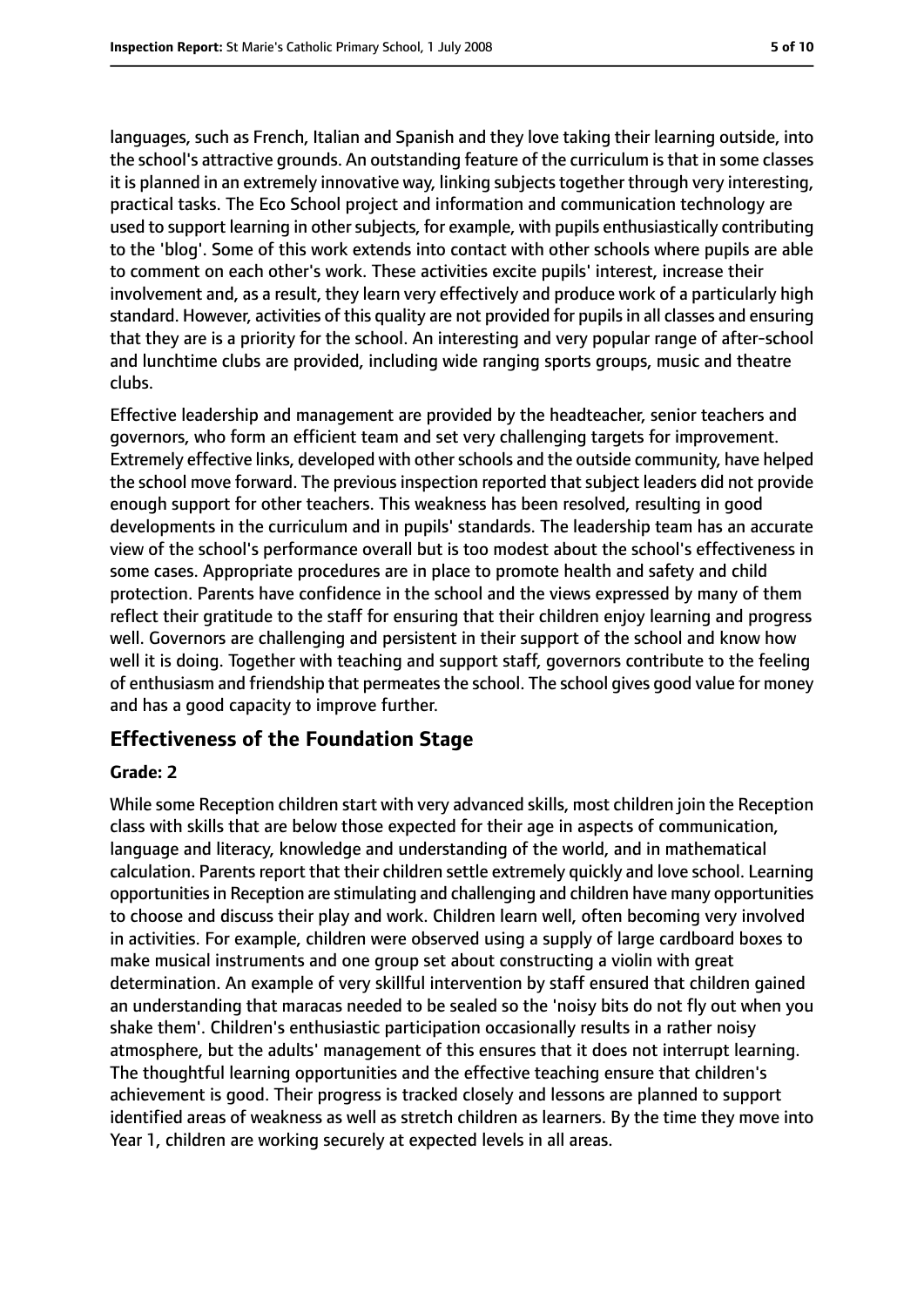languages, such as French, Italian and Spanish and they love taking their learning outside, into the school's attractive grounds. An outstanding feature of the curriculum is that in some classes it is planned in an extremely innovative way, linking subjects together through very interesting, practical tasks. The Eco School project and information and communication technology are used to support learning in other subjects, for example, with pupils enthusiastically contributing to the 'blog'. Some of this work extends into contact with other schools where pupils are able to comment on each other's work. These activities excite pupils' interest, increase their involvement and, as a result, they learn very effectively and produce work of a particularly high standard. However, activities of this quality are not provided for pupils in all classes and ensuring that they are is a priority for the school. An interesting and very popular range of after-school and lunchtime clubs are provided, including wide ranging sports groups, music and theatre clubs.

Effective leadership and management are provided by the headteacher, senior teachers and governors, who form an efficient team and set very challenging targets for improvement. Extremely effective links, developed with other schools and the outside community, have helped the school move forward. The previous inspection reported that subject leaders did not provide enough support for other teachers. This weakness has been resolved, resulting in good developments in the curriculum and in pupils' standards. The leadership team has an accurate view of the school's performance overall but is too modest about the school's effectiveness in some cases. Appropriate procedures are in place to promote health and safety and child protection. Parents have confidence in the school and the views expressed by many of them reflect their gratitude to the staff for ensuring that their children enjoy learning and progress well. Governors are challenging and persistent in their support of the school and know how well it is doing. Together with teaching and support staff, governors contribute to the feeling of enthusiasm and friendship that permeates the school. The school gives good value for money and has a good capacity to improve further.

## Effectiveness of the Foundation Stage

**Grade: 2**

While some Reception children start with very advanced skills, most children join the Reception class with skills that are below those expected for their age in aspects of communication, language and literacy, knowledge and understanding of the world, and in mathematical calculation. Parents report that their children settle extremely quickly and love school. Learning opportunities in Reception are stimulating and challenging and children have many opportunities to choose and discuss their play and work. Children learn well, often becoming very involved in activities. For example, children were observed using a supply of large cardboard boxes to make musical instruments and one group set about constructing a violin with great determination. An example of very skillful intervention by staff ensured that children gained an understanding that maracas needed to be sealed so the 'noisy bits do not fly out when you shake them'. Children's enthusiastic participation occasionally results in a rather noisy atmosphere, but the adults' management of this ensures that it does not interrupt learning. The thoughtful learning opportunities and the effective teaching ensure that children's achievement is good. Their progress is tracked closely and lessons are planned to support identified areas of weakness as well as stretch children as learners. By the time they move into Year 1, children are working securely at expected levels in all areas.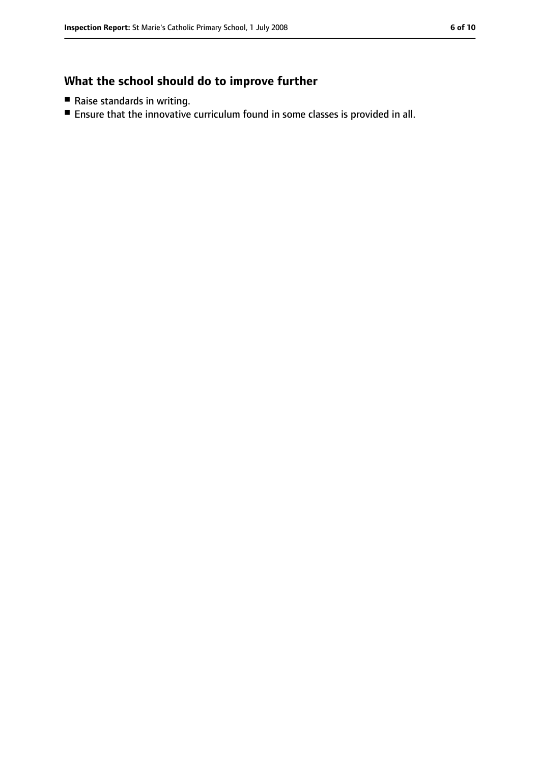## What the school should do to improve further

- Raise standards in writing.
- Ensure that the innovative curriculum found in some classes is provided in all.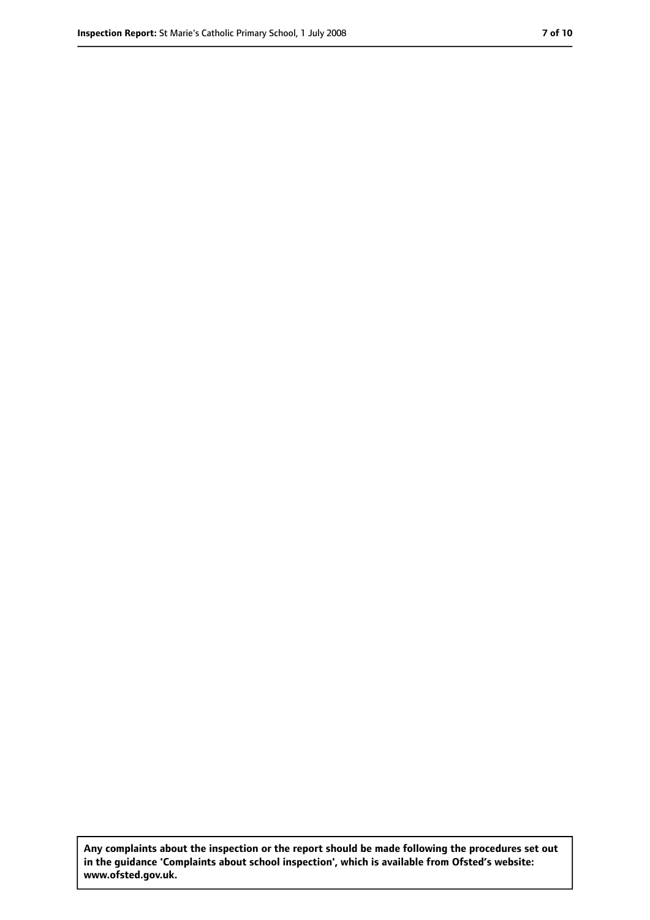Any complaints about the inspection or the report should be made following the procedures set out in the guidance 'Complaints about school inspection', which is available from Ofsted's website: www.ofsted.gov.uk.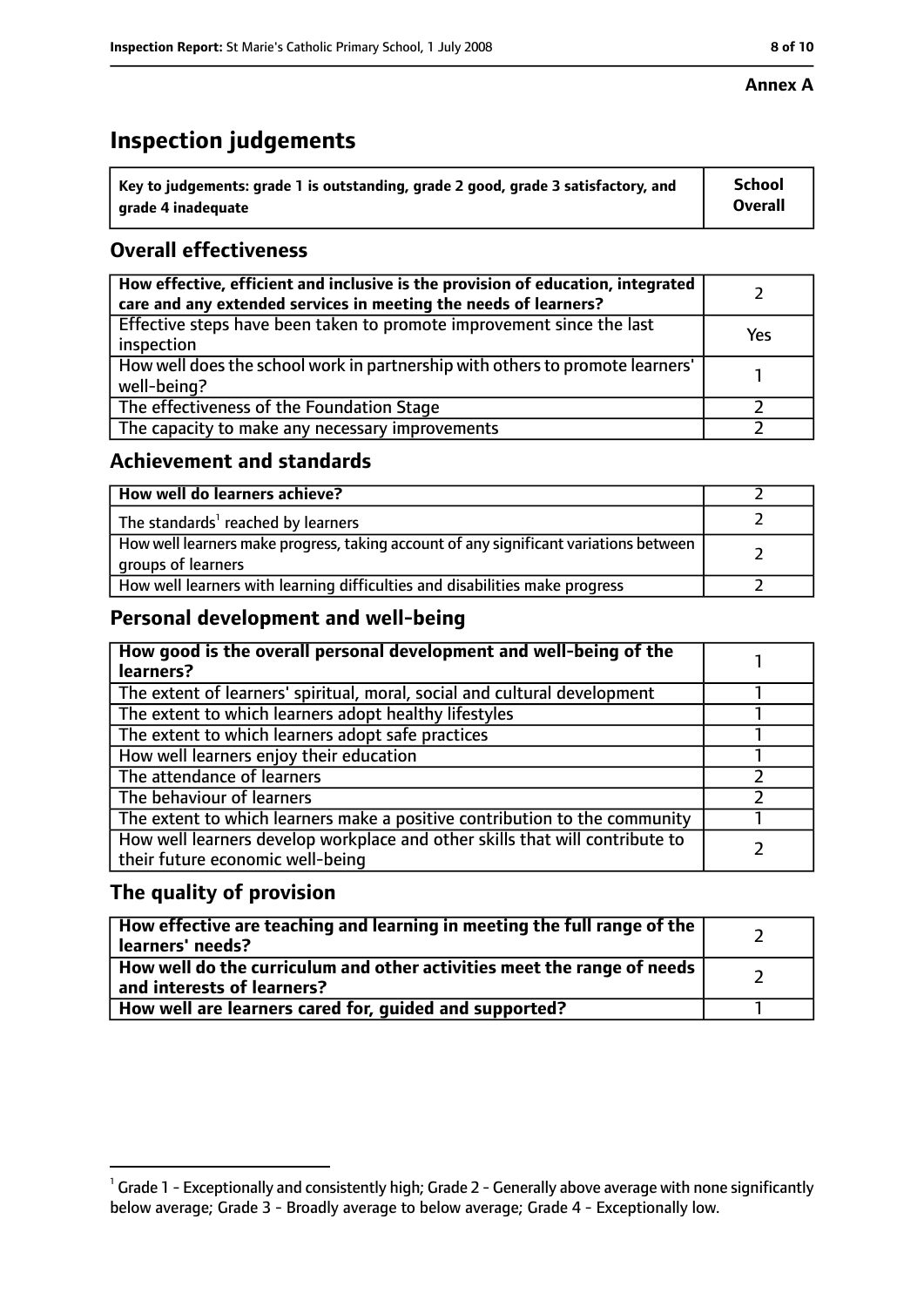**Annex A**

# Inspection judgements

| Key to judgements: grade 1 is outstanding, grade 2 good, grade 3 satisfactory, and grade 4 inadequate | School Overall |
|---|---|

## Overall effectiveness

| | |
|---|---|
| **How effective, efficient and inclusive is the provision of education, integrated care and any extended services in meeting the needs of learners?** | 2 |
| Effective steps have been taken to promote improvement since the last inspection | Yes |
| How well does the school work in partnership with others to promote learners' well-being? | 1 |
| The effectiveness of the Foundation Stage | 2 |
| The capacity to make any necessary improvements | 2 |

## Achievement and standards

| | |
|---|---|
| **How well do learners achieve?** | 2 |
| The standards[1] reached by learners | 2 |
| How well learners make progress, taking account of any significant variations between groups of learners | 2 |
| How well learners with learning difficulties and disabilities make progress | 2 |

## Personal development and well-being

| | |
|---|---|
| **How good is the overall personal development and well-being of the learners?** | 1 |
| The extent of learners' spiritual, moral, social and cultural development | 1 |
| The extent to which learners adopt healthy lifestyles | 1 |
| The extent to which learners adopt safe practices | 1 |
| How well learners enjoy their education | 1 |
| The attendance of learners | 2 |
| The behaviour of learners | 2 |
| The extent to which learners make a positive contribution to the community | 1 |
| How well learners develop workplace and other skills that will contribute to their future economic well-being | 2 |

## The quality of provision

| | |
|---|---|
| **How effective are teaching and learning in meeting the full range of the learners' needs?** | 2 |
| **How well do the curriculum and other activities meet the range of needs and interests of learners?** | 2 |
| **How well are learners cared for, guided and supported?** | 1 |

[1] Grade 1 - Exceptionally and consistently high; Grade 2 - Generally above average with none significantly below average; Grade 3 - Broadly average to below average; Grade 4 - Exceptionally low.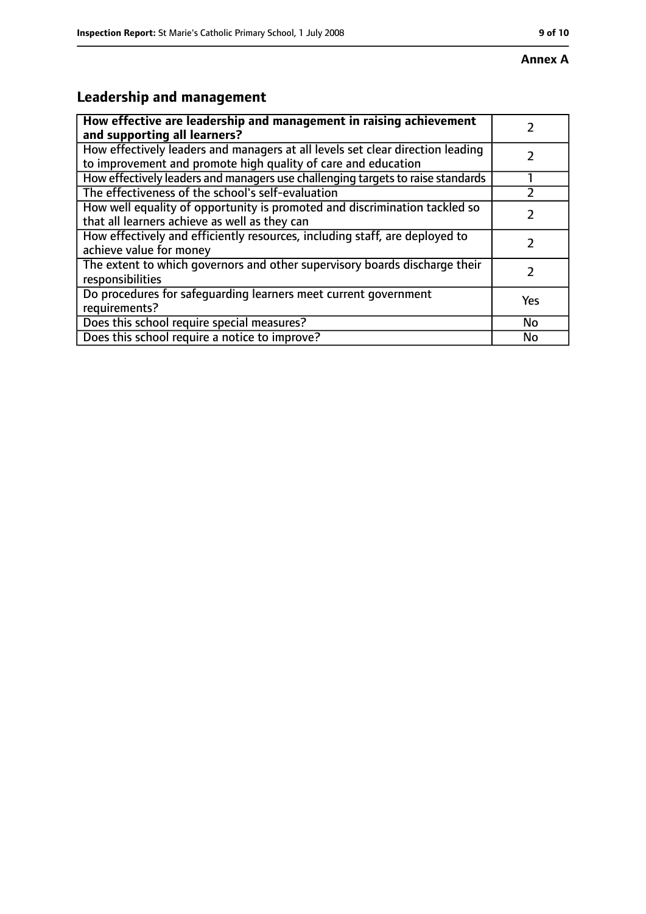**Annex A**

## Leadership and management

| | |
|---|---|
| **How effective are leadership and management in raising achievement and supporting all learners?** | 2 |
| How effectively leaders and managers at all levels set clear direction leading to improvement and promote high quality of care and education | 2 |
| How effectively leaders and managers use challenging targets to raise standards | 1 |
| The effectiveness of the school's self-evaluation | 2 |
| How well equality of opportunity is promoted and discrimination tackled so that all learners achieve as well as they can | 2 |
| How effectively and efficiently resources, including staff, are deployed to achieve value for money | 2 |
| The extent to which governors and other supervisory boards discharge their responsibilities | 2 |
| Do procedures for safeguarding learners meet current government requirements? | Yes |
| Does this school require special measures? | No |
| Does this school require a notice to improve? | No |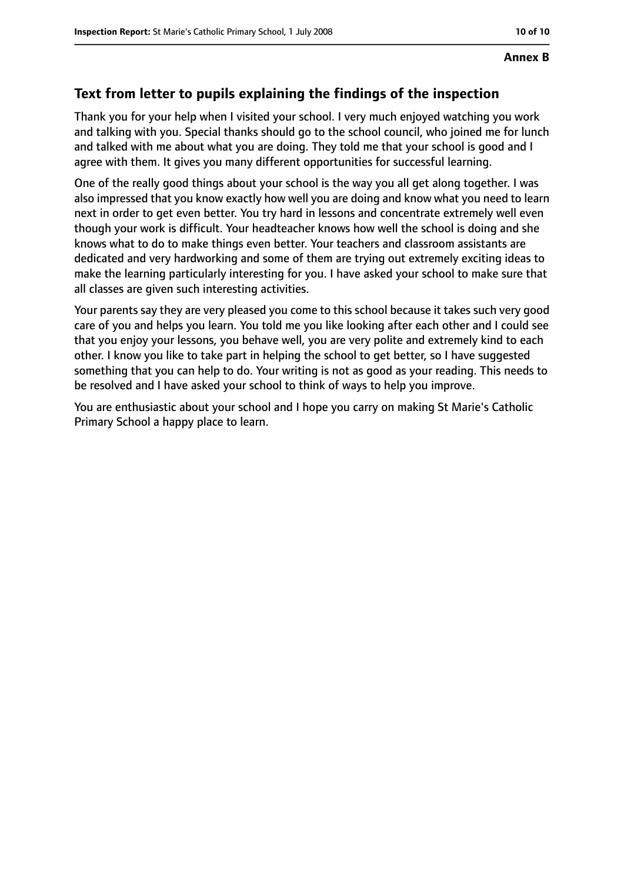**Annex B**

## Text from letter to pupils explaining the findings of the inspection

Thank you for your help when I visited your school. I very much enjoyed watching you work and talking with you. Special thanks should go to the school council, who joined me for lunch and talked with me about what you are doing. They told me that your school is good and I agree with them. It gives you many different opportunities for successful learning.

One of the really good things about your school is the way you all get along together. I was also impressed that you know exactly how well you are doing and know what you need to learn next in order to get even better. You try hard in lessons and concentrate extremely well even though your work is difficult. Your headteacher knows how well the school is doing and she knows what to do to make things even better. Your teachers and classroom assistants are dedicated and very hardworking and some of them are trying out extremely exciting ideas to make the learning particularly interesting for you. I have asked your school to make sure that all classes are given such interesting activities.

Your parents say they are very pleased you come to this school because it takes such very good care of you and helps you learn. You told me you like looking after each other and I could see that you enjoy your lessons, you behave well, you are very polite and extremely kind to each other. I know you like to take part in helping the school to get better, so I have suggested something that you can help to do. Your writing is not as good as your reading. This needs to be resolved and I have asked your school to think of ways to help you improve.

You are enthusiastic about your school and I hope you carry on making St Marie's Catholic Primary School a happy place to learn.